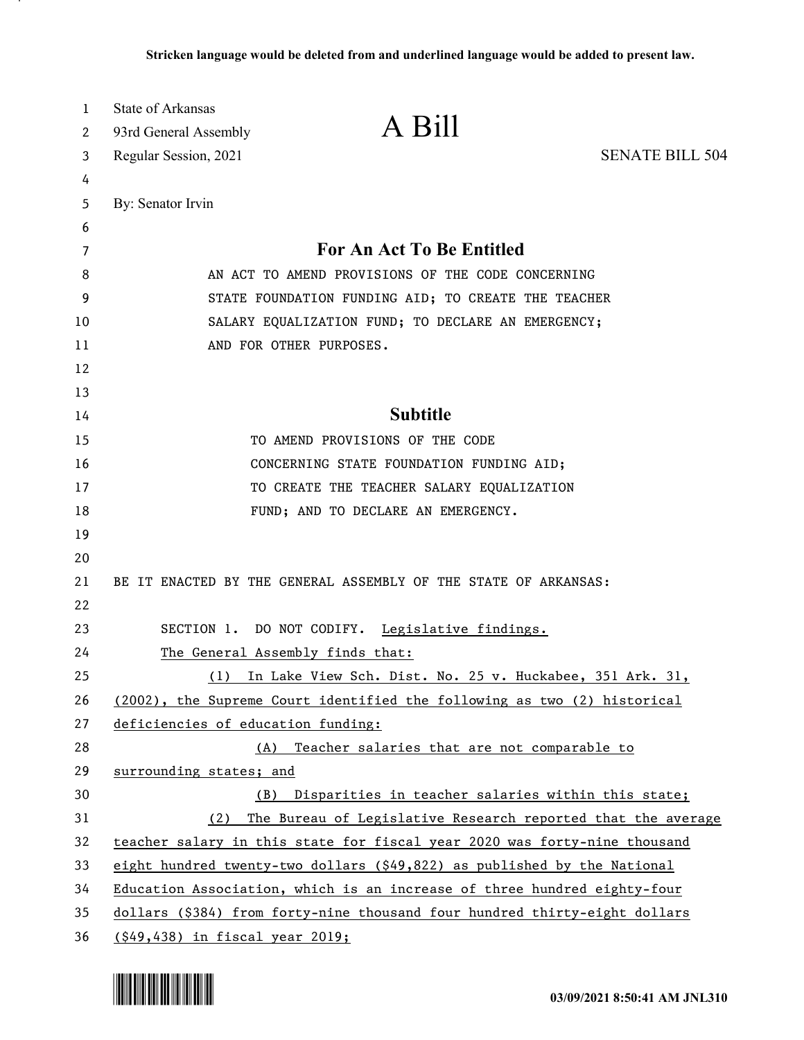Stricken language would be deleted from and underlined language would be added to present law.

State of Arkansas
93rd General Assembly
Regular Session, 2021

# A Bill

SENATE BILL 504

By: Senator Irvin

## For An Act To Be Entitled

AN ACT TO AMEND PROVISIONS OF THE CODE CONCERNING STATE FOUNDATION FUNDING AID; TO CREATE THE TEACHER SALARY EQUALIZATION FUND; TO DECLARE AN EMERGENCY; AND FOR OTHER PURPOSES.

## Subtitle

TO AMEND PROVISIONS OF THE CODE CONCERNING STATE FOUNDATION FUNDING AID; TO CREATE THE TEACHER SALARY EQUALIZATION FUND; AND TO DECLARE AN EMERGENCY.

BE IT ENACTED BY THE GENERAL ASSEMBLY OF THE STATE OF ARKANSAS:

SECTION 1. DO NOT CODIFY. Legislative findings.

The General Assembly finds that:

(1) In Lake View Sch. Dist. No. 25 v. Huckabee, 351 Ark. 31, (2002), the Supreme Court identified the following as two (2) historical deficiencies of education funding:

(A) Teacher salaries that are not comparable to surrounding states; and

(B) Disparities in teacher salaries within this state;

(2) The Bureau of Legislative Research reported that the average teacher salary in this state for fiscal year 2020 was forty-nine thousand eight hundred twenty-two dollars ($49,822) as published by the National Education Association, which is an increase of three hundred eighty-four dollars ($384) from forty-nine thousand four hundred thirty-eight dollars ($49,438) in fiscal year 2019;

03/09/2021 8:50:41 AM JNL310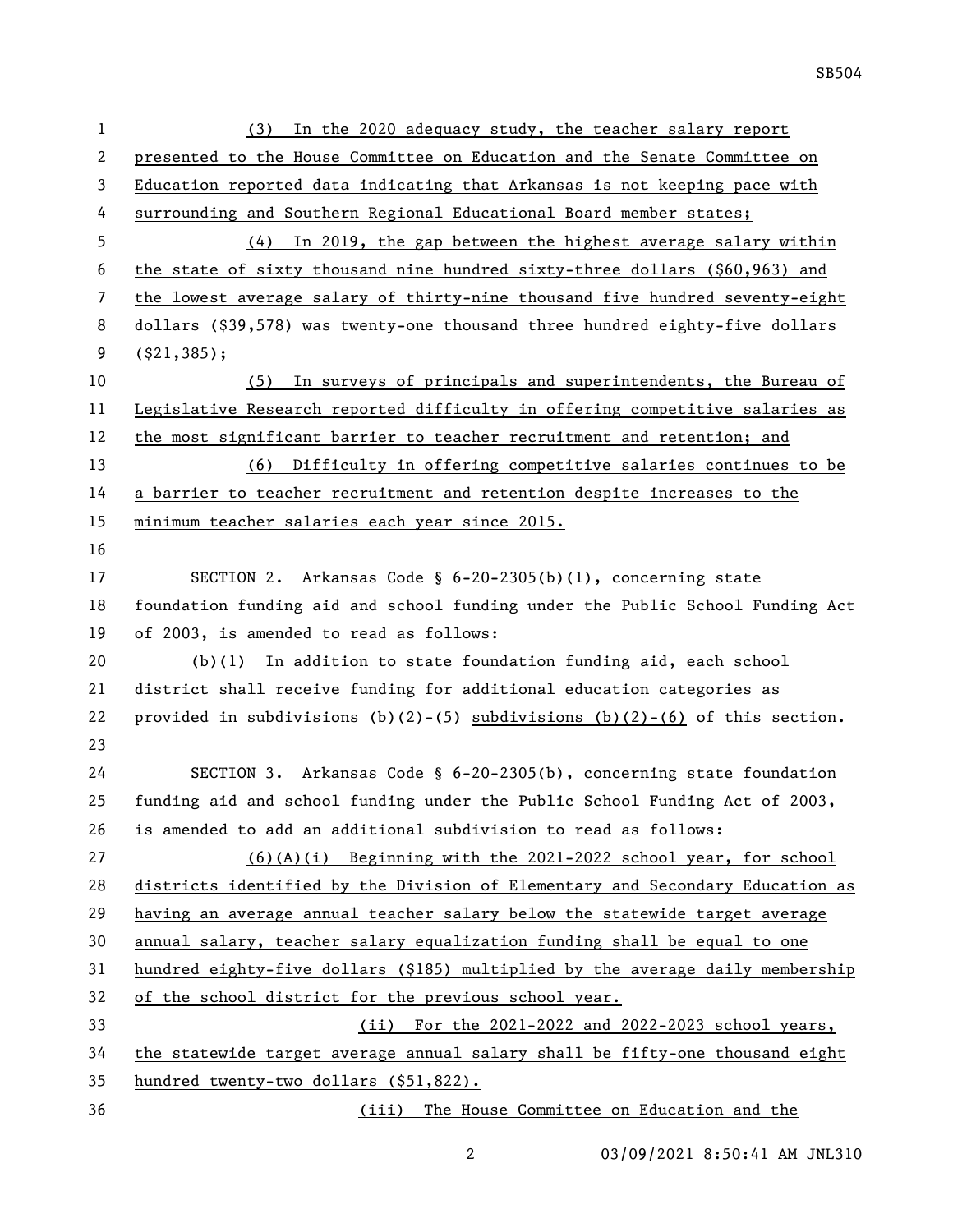(3) In the 2020 adequacy study, the teacher salary report presented to the House Committee on Education and the Senate Committee on Education reported data indicating that Arkansas is not keeping pace with surrounding and Southern Regional Educational Board member states;

(4) In 2019, the gap between the highest average salary within the state of sixty thousand nine hundred sixty-three dollars ($60,963) and the lowest average salary of thirty-nine thousand five hundred seventy-eight dollars ($39,578) was twenty-one thousand three hundred eighty-five dollars ($21,385);

(5) In surveys of principals and superintendents, the Bureau of Legislative Research reported difficulty in offering competitive salaries as the most significant barrier to teacher recruitment and retention; and

(6) Difficulty in offering competitive salaries continues to be a barrier to teacher recruitment and retention despite increases to the minimum teacher salaries each year since 2015.

SECTION 2. Arkansas Code § 6-20-2305(b)(1), concerning state foundation funding aid and school funding under the Public School Funding Act of 2003, is amended to read as follows:

(b)(1) In addition to state foundation funding aid, each school district shall receive funding for additional education categories as provided in ~~subdivisions (b)(2)-(5)~~ subdivisions (b)(2)-(6) of this section.

SECTION 3. Arkansas Code § 6-20-2305(b), concerning state foundation funding aid and school funding under the Public School Funding Act of 2003, is amended to add an additional subdivision to read as follows:

(6)(A)(i) Beginning with the 2021-2022 school year, for school districts identified by the Division of Elementary and Secondary Education as having an average annual teacher salary below the statewide target average annual salary, teacher salary equalization funding shall be equal to one hundred eighty-five dollars ($185) multiplied by the average daily membership of the school district for the previous school year.

(ii) For the 2021-2022 and 2022-2023 school years, the statewide target average annual salary shall be fifty-one thousand eight hundred twenty-two dollars ($51,822).

(iii) The House Committee on Education and the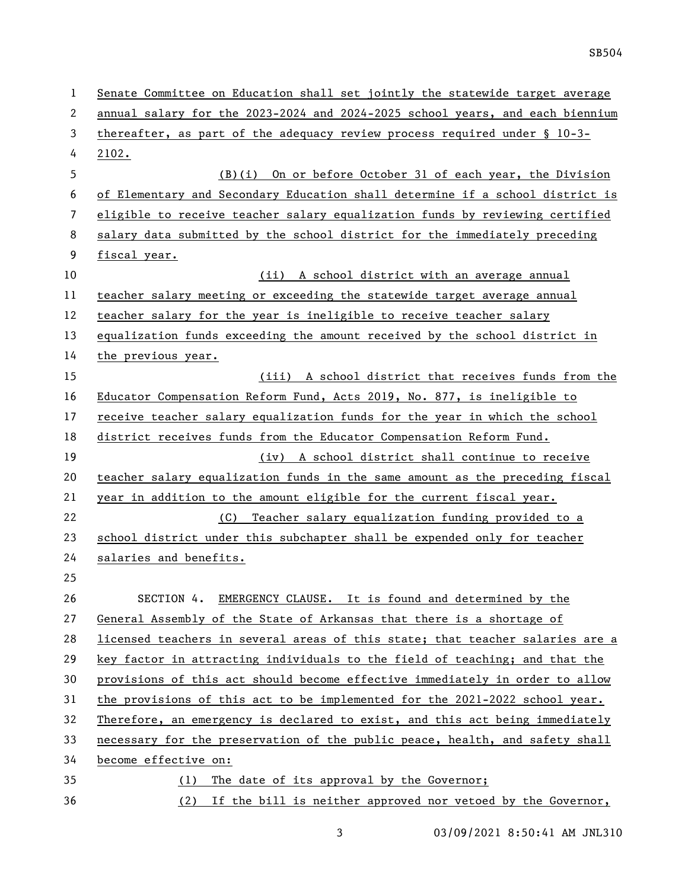Senate Committee on Education shall set jointly the statewide target average annual salary for the 2023-2024 and 2024-2025 school years, and each biennium thereafter, as part of the adequacy review process required under § 10-3-2102.

(B)(i) On or before October 31 of each year, the Division of Elementary and Secondary Education shall determine if a school district is eligible to receive teacher salary equalization funds by reviewing certified salary data submitted by the school district for the immediately preceding fiscal year.

(ii) A school district with an average annual teacher salary meeting or exceeding the statewide target average annual teacher salary for the year is ineligible to receive teacher salary equalization funds exceeding the amount received by the school district in the previous year.

(iii) A school district that receives funds from the Educator Compensation Reform Fund, Acts 2019, No. 877, is ineligible to receive teacher salary equalization funds for the year in which the school district receives funds from the Educator Compensation Reform Fund.

(iv) A school district shall continue to receive teacher salary equalization funds in the same amount as the preceding fiscal year in addition to the amount eligible for the current fiscal year.

(C) Teacher salary equalization funding provided to a school district under this subchapter shall be expended only for teacher salaries and benefits.

SECTION 4. EMERGENCY CLAUSE. It is found and determined by the General Assembly of the State of Arkansas that there is a shortage of licensed teachers in several areas of this state; that teacher salaries are a key factor in attracting individuals to the field of teaching; and that the provisions of this act should become effective immediately in order to allow the provisions of this act to be implemented for the 2021-2022 school year. Therefore, an emergency is declared to exist, and this act being immediately necessary for the preservation of the public peace, health, and safety shall become effective on:

(1) The date of its approval by the Governor;

(2) If the bill is neither approved nor vetoed by the Governor,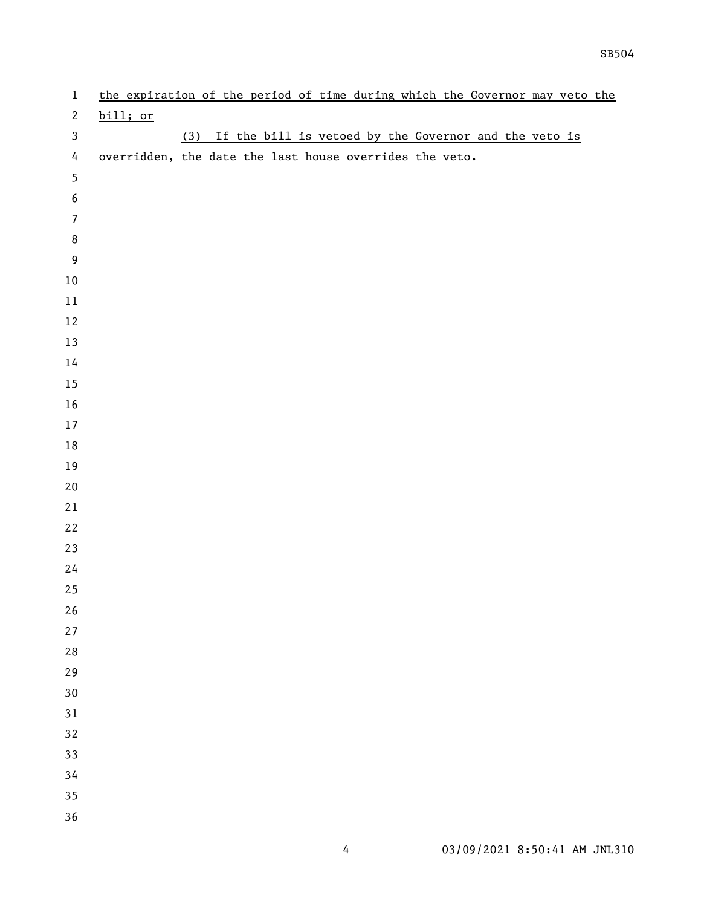the expiration of the period of time during which the Governor may veto the bill; or

(3) If the bill is vetoed by the Governor and the veto is overridden, the date the last house overrides the veto.